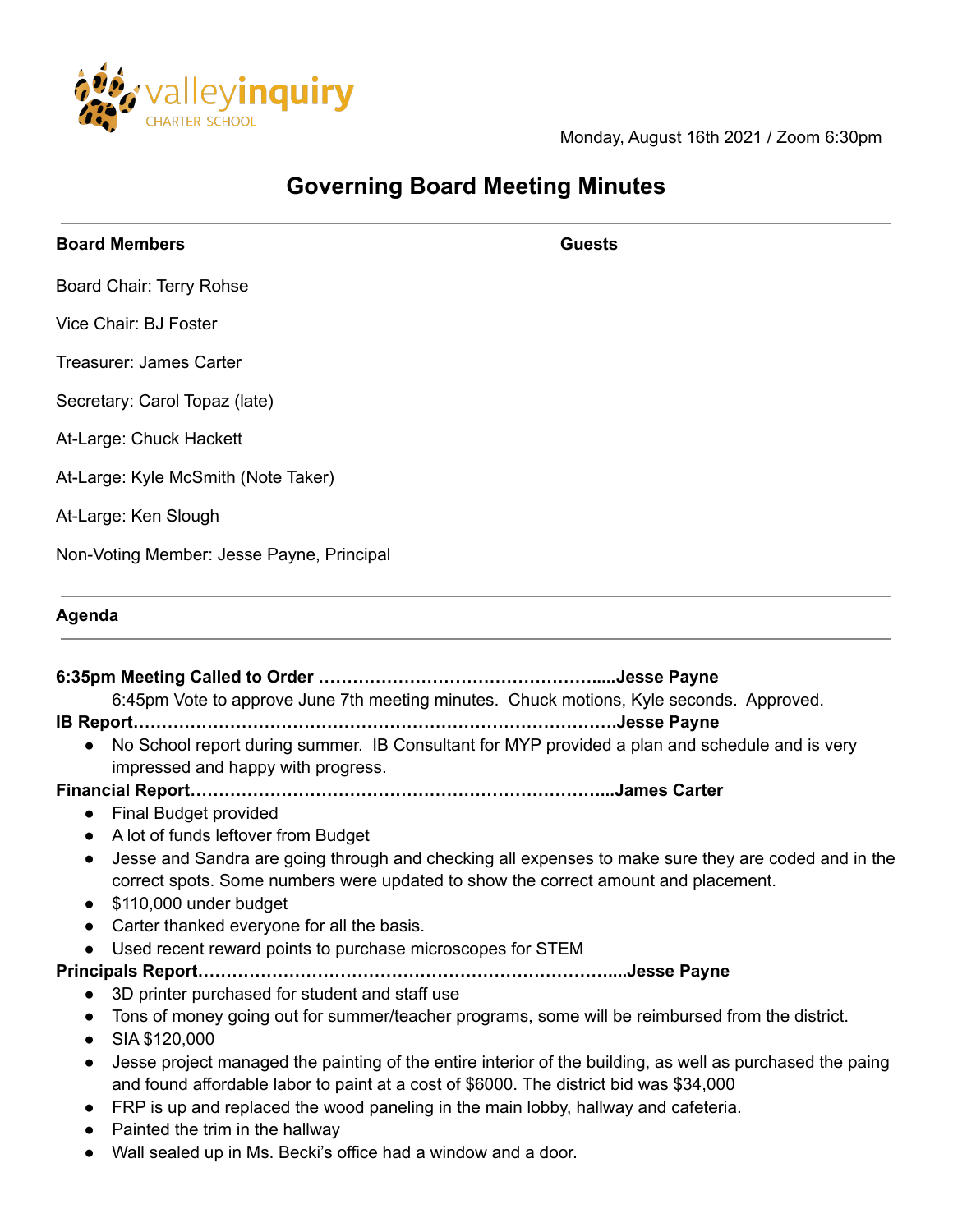valleyinquiry CHARTER SCHOOL

Monday, August 16th 2021 / Zoom 6:30pm

# Governing Board Meeting Minutes

**Board Members**

Board Chair: Terry Rohse

Vice Chair: BJ Foster

Treasurer: James Carter

Secretary: Carol Topaz (late)

At-Large: Chuck Hackett

At-Large: Kyle McSmith (Note Taker)

At-Large: Ken Slough

Non-Voting Member: Jesse Payne, Principal

**Guests**

## Agenda

**6:35pm Meeting Called to Order .....................................................Jesse Payne**

6:45pm Vote to approve June 7th meeting minutes. Chuck motions, Kyle seconds. Approved.

**IB Report.............................................................................Jesse Payne**

- No School report during summer. IB Consultant for MYP provided a plan and schedule and is very impressed and happy with progress.

**Financial Report...................................................................James Carter**

- Final Budget provided
- A lot of funds leftover from Budget
- Jesse and Sandra are going through and checking all expenses to make sure they are coded and in the correct spots. Some numbers were updated to show the correct amount and placement.
- $110,000 under budget
- Carter thanked everyone for all the basis.
- Used recent reward points to purchase microscopes for STEM

**Principals Report.................................................................Jesse Payne**

- 3D printer purchased for student and staff use
- Tons of money going out for summer/teacher programs, some will be reimbursed from the district.
- SIA $120,000
- Jesse project managed the painting of the entire interior of the building, as well as purchased the paing and found affordable labor to paint at a cost of $6000. The district bid was $34,000
- FRP is up and replaced the wood paneling in the main lobby, hallway and cafeteria.
- Painted the trim in the hallway
- Wall sealed up in Ms. Becki's office had a window and a door.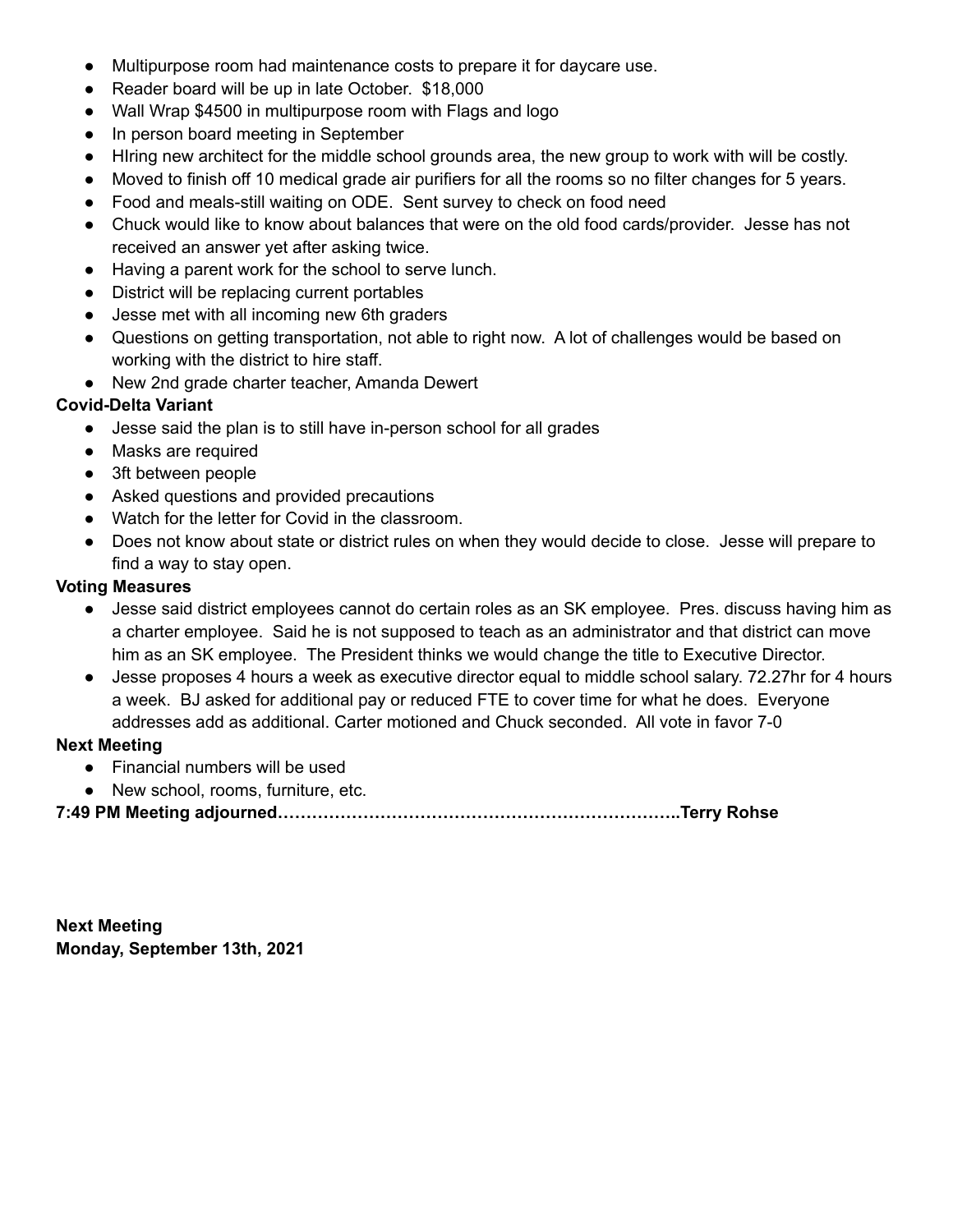- Multipurpose room had maintenance costs to prepare it for daycare use.
- Reader board will be up in late October. $18,000
- Wall Wrap $4500 in multipurpose room with Flags and logo
- In person board meeting in September
- HIring new architect for the middle school grounds area, the new group to work with will be costly.
- Moved to finish off 10 medical grade air purifiers for all the rooms so no filter changes for 5 years.
- Food and meals-still waiting on ODE. Sent survey to check on food need
- Chuck would like to know about balances that were on the old food cards/provider. Jesse has not received an answer yet after asking twice.
- Having a parent work for the school to serve lunch.
- District will be replacing current portables
- Jesse met with all incoming new 6th graders
- Questions on getting transportation, not able to right now. A lot of challenges would be based on working with the district to hire staff.
- New 2nd grade charter teacher, Amanda Dewert

**Covid-Delta Variant**

- Jesse said the plan is to still have in-person school for all grades
- Masks are required
- 3ft between people
- Asked questions and provided precautions
- Watch for the letter for Covid in the classroom.
- Does not know about state or district rules on when they would decide to close. Jesse will prepare to find a way to stay open.

**Voting Measures**

- Jesse said district employees cannot do certain roles as an SK employee. Pres. discuss having him as a charter employee. Said he is not supposed to teach as an administrator and that district can move him as an SK employee. The President thinks we would change the title to Executive Director.
- Jesse proposes 4 hours a week as executive director equal to middle school salary. 72.27hr for 4 hours a week. BJ asked for additional pay or reduced FTE to cover time for what he does. Everyone addresses add as additional. Carter motioned and Chuck seconded. All vote in favor 7-0

**Next Meeting**

- Financial numbers will be used
- New school, rooms, furniture, etc.

**7:49 PM Meeting adjourned……………………………………………………………..Terry Rohse**

**Next Meeting**
**Monday, September 13th, 2021**